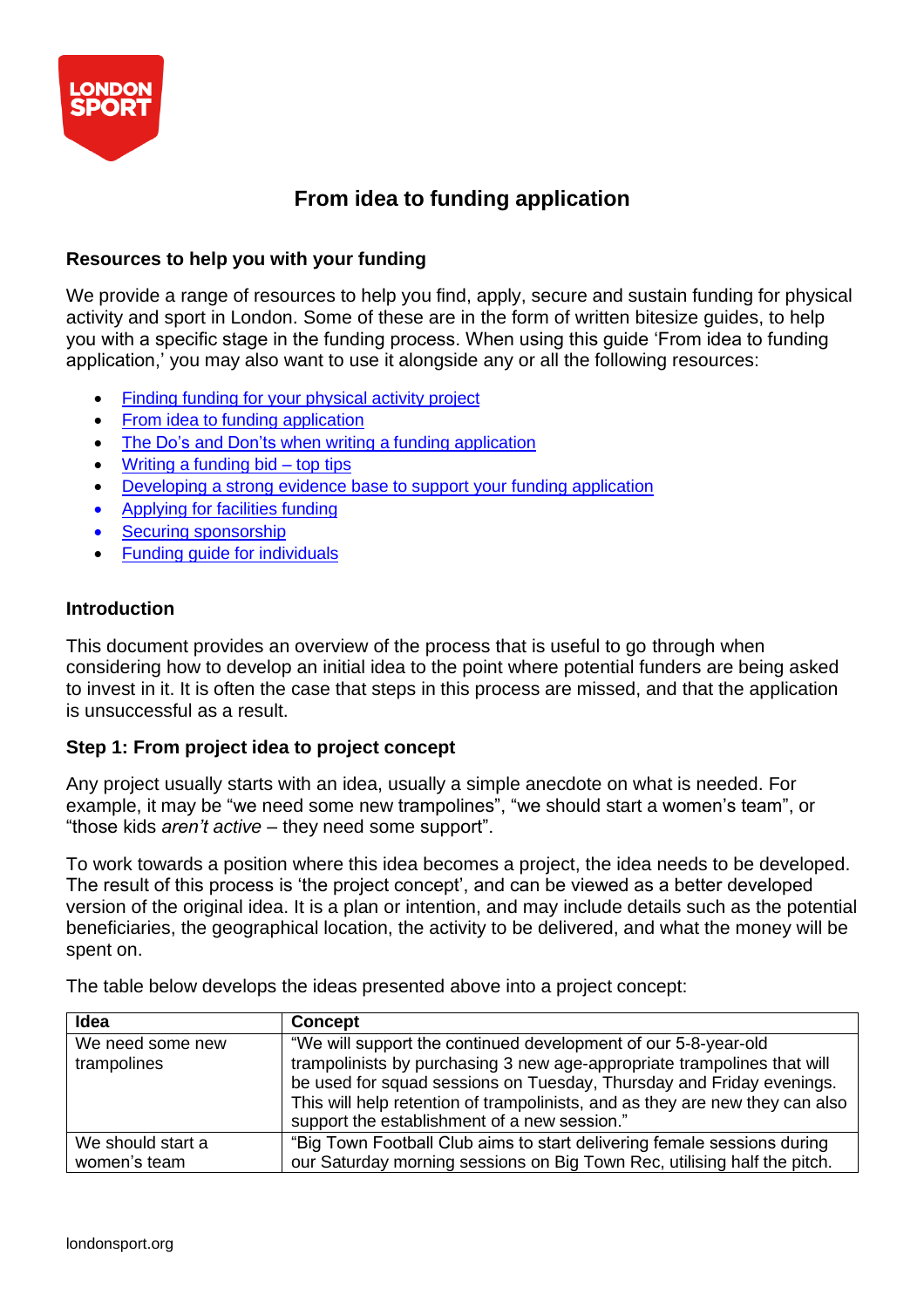# From idea to funding application

## Resources to help you with your funding

We provide a range of resources to help you find, apply, secure and sustain funding for physical activity and sport in London. Some of these are in the form of written bitesize guides, to help you with a specific stage in the funding process. When using this guide 'From idea to funding application,' you may also want to use it alongside any or all the following resources:

- Finding funding for your physical activity project
- From idea to funding application
- The Do's and Don'ts when writing a funding application
- Writing a funding bid – top tips
- Developing a strong evidence base to support your funding application
- Applying for facilities funding
- Securing sponsorship
- Funding guide for individuals

## Introduction

This document provides an overview of the process that is useful to go through when considering how to develop an initial idea to the point where potential funders are being asked to invest in it. It is often the case that steps in this process are missed, and that the application is unsuccessful as a result.

### Step 1: From project idea to project concept

Any project usually starts with an idea, usually a simple anecdote on what is needed. For example, it may be "we need some new trampolines", "we should start a women's team", or "those kids *aren't active* – they need some support".

To work towards a position where this idea becomes a project, the idea needs to be developed. The result of this process is 'the project concept', and can be viewed as a better developed version of the original idea. It is a plan or intention, and may include details such as the potential beneficiaries, the geographical location, the activity to be delivered, and what the money will be spent on.

The table below develops the ideas presented above into a project concept:

| Idea | Concept |
|---|---|
| We need some new trampolines | "We will support the continued development of our 5-8-year-old trampolinists by purchasing 3 new age-appropriate trampolines that will be used for squad sessions on Tuesday, Thursday and Friday evenings. This will help retention of trampolinists, and as they are new they can also support the establishment of a new session." |
| We should start a women's team | "Big Town Football Club aims to start delivering female sessions during our Saturday morning sessions on Big Town Rec, utilising half the pitch. |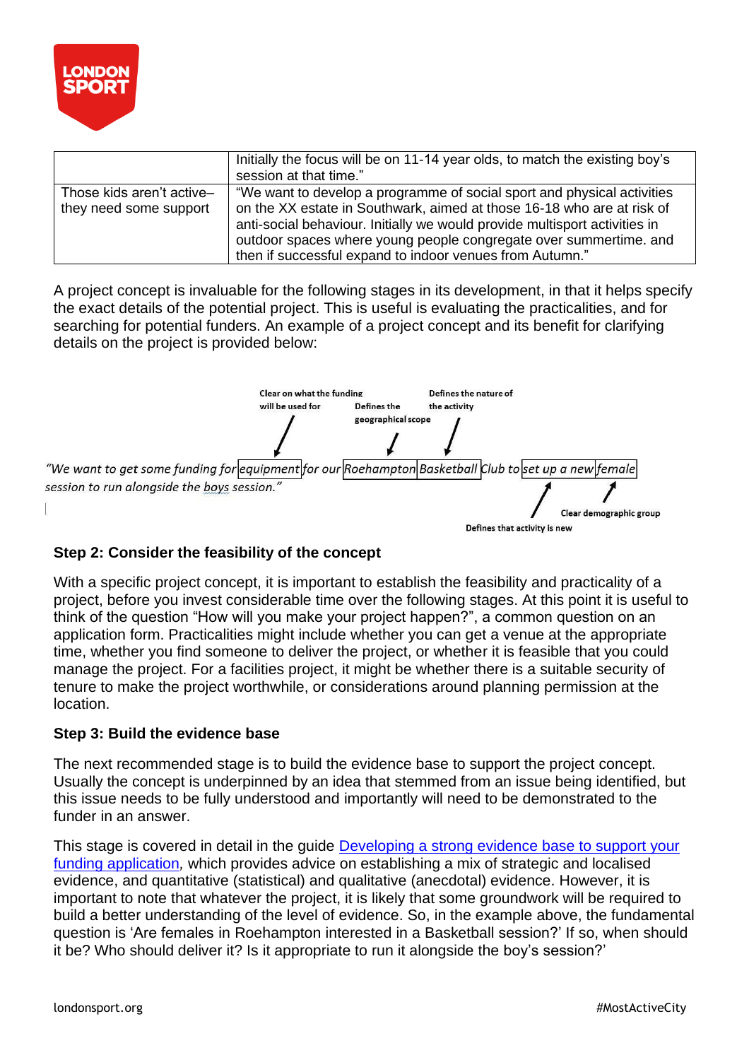|  |  |
|---|---|
|  | Initially the focus will be on 11-14 year olds, to match the existing boy's session at that time." |
| Those kids aren't active– they need some support | "We want to develop a programme of social sport and physical activities on the XX estate in Southwark, aimed at those 16-18 who are at risk of anti-social behaviour. Initially we would provide multisport activities in outdoor spaces where young people congregate over summertime. and then if successful expand to indoor venues from Autumn." |

A project concept is invaluable for the following stages in its development, in that it helps specify the exact details of the potential project. This is useful is evaluating the practicalities, and for searching for potential funders. An example of a project concept and its benefit for clarifying details on the project is provided below:

*"We want to get some funding for equipment for our Roehampton Basketball Club to set up a new female session to run alongside the boys session."*

- equipment – Clear on what the funding will be used for
- Roehampton – Defines the geographical scope
- Basketball – Defines the nature of the activity
- set up a new – Defines that activity is new
- female – Clear demographic group

**Step 2: Consider the feasibility of the concept**

With a specific project concept, it is important to establish the feasibility and practicality of a project, before you invest considerable time over the following stages. At this point it is useful to think of the question "How will you make your project happen?", a common question on an application form. Practicalities might include whether you can get a venue at the appropriate time, whether you find someone to deliver the project, or whether it is feasible that you could manage the project. For a facilities project, it might be whether there is a suitable security of tenure to make the project worthwhile, or considerations around planning permission at the location.

**Step 3: Build the evidence base**

The next recommended stage is to build the evidence base to support the project concept. Usually the concept is underpinned by an idea that stemmed from an issue being identified, but this issue needs to be fully understood and importantly will need to be demonstrated to the funder in an answer.

This stage is covered in detail in the guide Developing a strong evidence base to support your funding application*,* which provides advice on establishing a mix of strategic and localised evidence, and quantitative (statistical) and qualitative (anecdotal) evidence. However, it is important to note that whatever the project, it is likely that some groundwork will be required to build a better understanding of the level of evidence. So, in the example above, the fundamental question is 'Are females in Roehampton interested in a Basketball session?' If so, when should it be? Who should deliver it? Is it appropriate to run it alongside the boy's session?'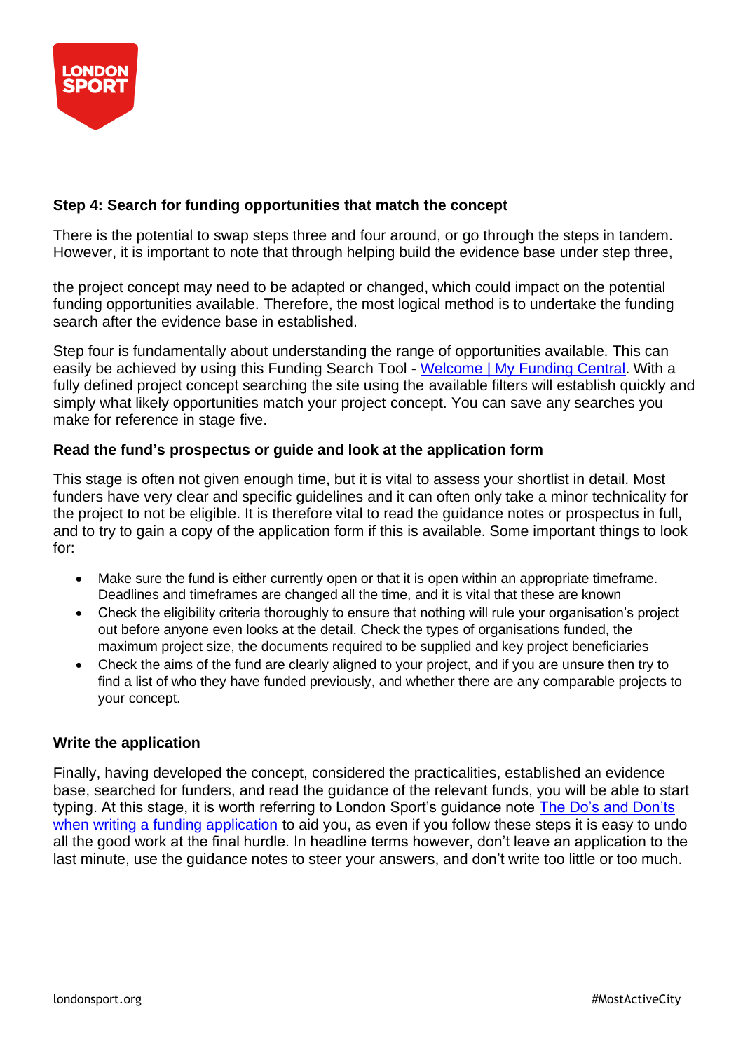### Step 4: Search for funding opportunities that match the concept

There is the potential to swap steps three and four around, or go through the steps in tandem. However, it is important to note that through helping build the evidence base under step three,

the project concept may need to be adapted or changed, which could impact on the potential funding opportunities available. Therefore, the most logical method is to undertake the funding search after the evidence base in established.

Step four is fundamentally about understanding the range of opportunities available. This can easily be achieved by using this Funding Search Tool - [Welcome | My Funding Central](). With a fully defined project concept searching the site using the available filters will establish quickly and simply what likely opportunities match your project concept. You can save any searches you make for reference in stage five.

### Read the fund's prospectus or guide and look at the application form

This stage is often not given enough time, but it is vital to assess your shortlist in detail. Most funders have very clear and specific guidelines and it can often only take a minor technicality for the project to not be eligible. It is therefore vital to read the guidance notes or prospectus in full, and to try to gain a copy of the application form if this is available. Some important things to look for:

- Make sure the fund is either currently open or that it is open within an appropriate timeframe. Deadlines and timeframes are changed all the time, and it is vital that these are known
- Check the eligibility criteria thoroughly to ensure that nothing will rule your organisation's project out before anyone even looks at the detail. Check the types of organisations funded, the maximum project size, the documents required to be supplied and key project beneficiaries
- Check the aims of the fund are clearly aligned to your project, and if you are unsure then try to find a list of who they have funded previously, and whether there are any comparable projects to your concept.

### Write the application

Finally, having developed the concept, considered the practicalities, established an evidence base, searched for funders, and read the guidance of the relevant funds, you will be able to start typing. At this stage, it is worth referring to London Sport's guidance note [The Do's and Don'ts when writing a funding application]() to aid you, as even if you follow these steps it is easy to undo all the good work at the final hurdle. In headline terms however, don't leave an application to the last minute, use the guidance notes to steer your answers, and don't write too little or too much.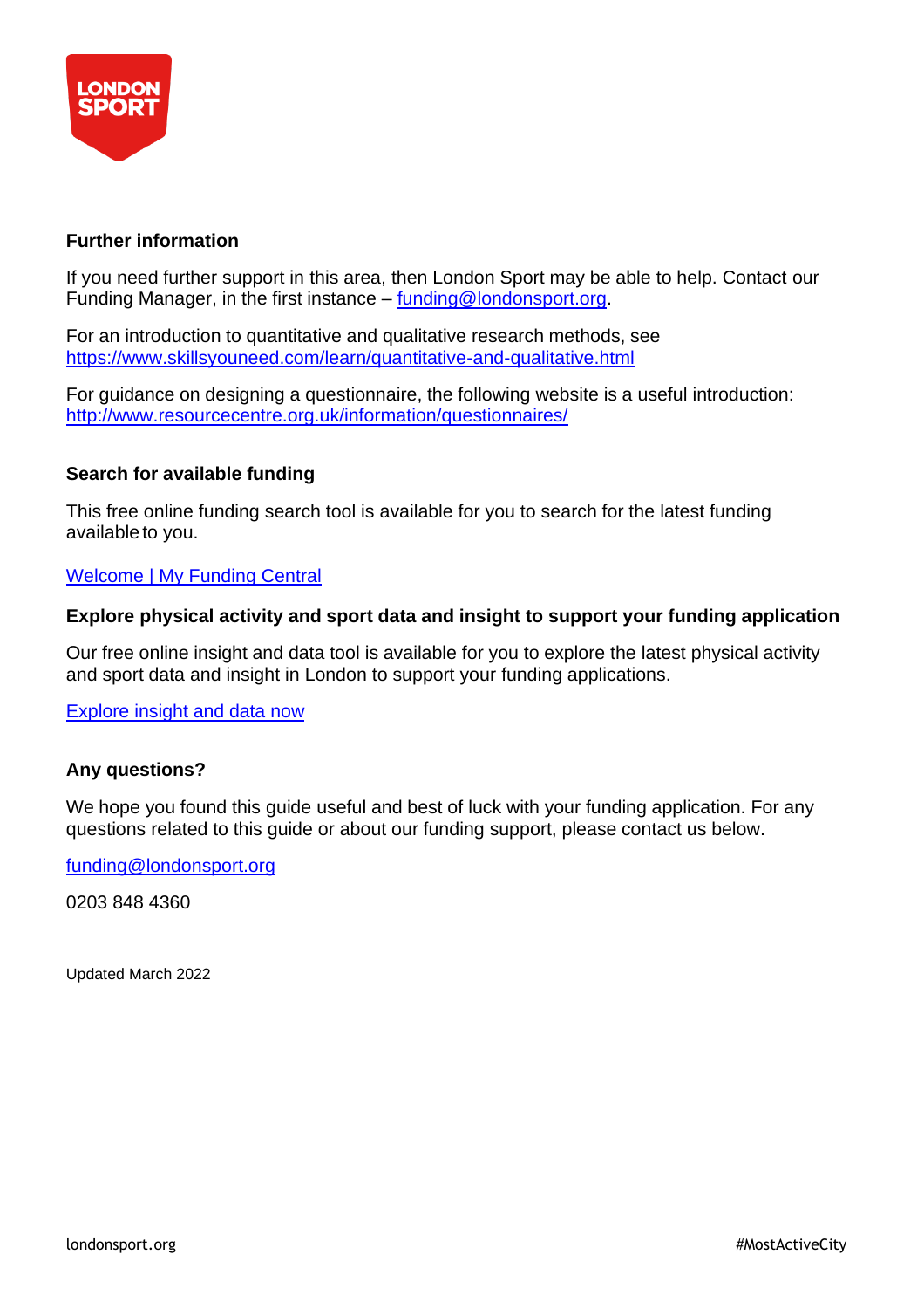**Further information**

If you need further support in this area, then London Sport may be able to help. Contact our Funding Manager, in the first instance – funding@londonsport.org.

For an introduction to quantitative and qualitative research methods, see https://www.skillsyouneed.com/learn/quantitative-and-qualitative.html

For guidance on designing a questionnaire, the following website is a useful introduction: http://www.resourcecentre.org.uk/information/questionnaires/

**Search for available funding**

This free online funding search tool is available for you to search for the latest funding available to you.

Welcome | My Funding Central

**Explore physical activity and sport data and insight to support your funding application**

Our free online insight and data tool is available for you to explore the latest physical activity and sport data and insight in London to support your funding applications.

Explore insight and data now

**Any questions?**

We hope you found this guide useful and best of luck with your funding application. For any questions related to this guide or about our funding support, please contact us below.

funding@londonsport.org

0203 848 4360

Updated March 2022